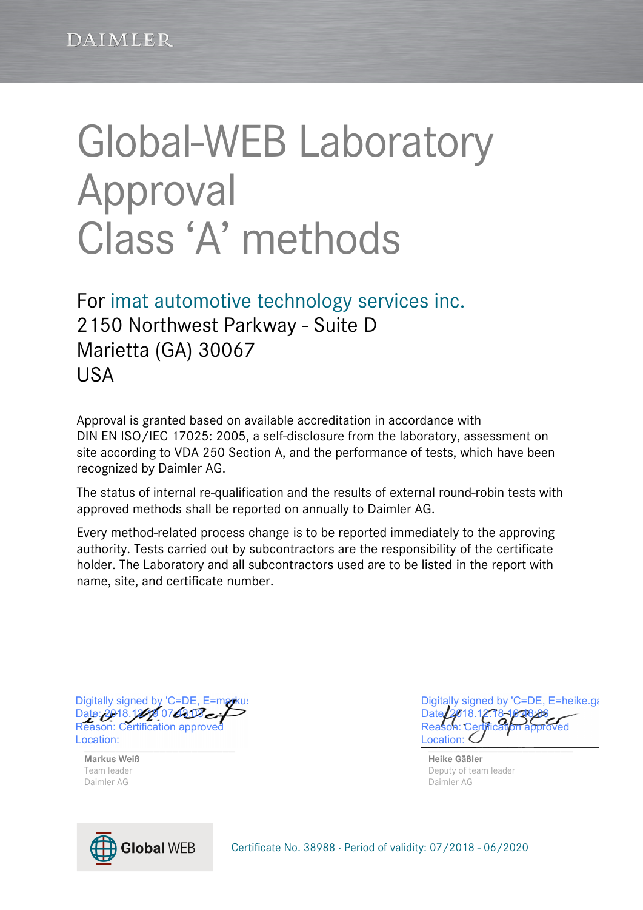DAIMLER

# Global-WEB Laboratory Approval Class ‘A’ methods

For imat automotive technology services inc.
2150 Northwest Parkway - Suite D
Marietta (GA) 30067
USA

Approval is granted based on available accreditation in accordance with DIN EN ISO/IEC 17025: 2005, a self-disclosure from the laboratory, assessment on site according to VDA 250 Section A, and the performance of tests, which have been recognized by Daimler AG.

The status of internal re-qualification and the results of external round-robin tests with approved methods shall be reported on annually to Daimler AG.

Every method-related process change is to be reported immediately to the approving authority. Tests carried out by subcontractors are the responsibility of the certificate holder. The Laboratory and all subcontractors used are to be listed in the report with name, site, and certificate number.

Digitally signed by 'C=DE, E=markus
Date: 2018.12.19 07:43:13
Reason: Certification approved
Location:

**Markus Weiß**
Team leader
Daimler AG

Digitally signed by 'C=DE, E=heike.ga
Date: 2018.12.18 10:48:06
Reason: Certification approved
Location:

**Heike Gäßler**
Deputy of team leader
Daimler AG

Global WEB

Certificate No. 38988 · Period of validity: 07/2018 - 06/2020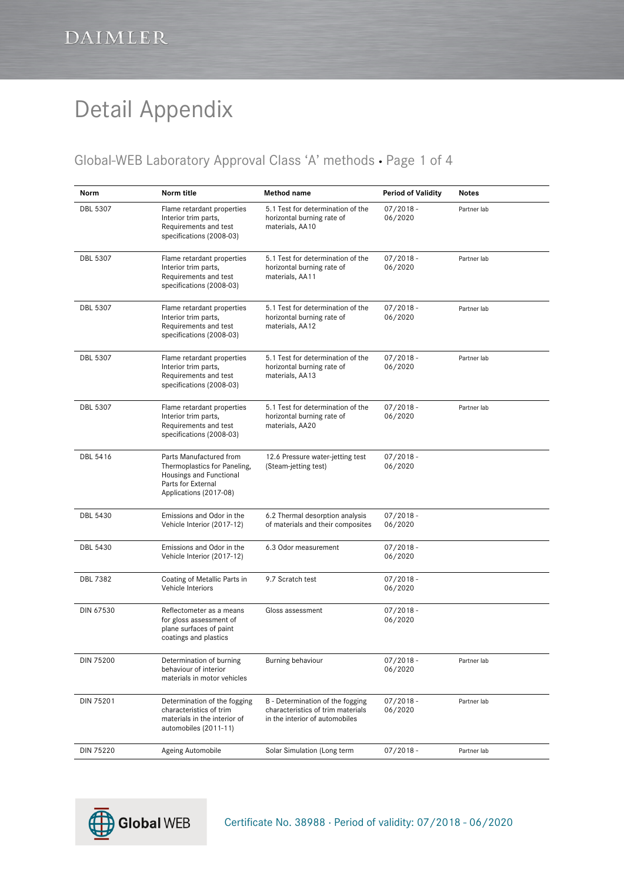# Detail Appendix

## Global-WEB Laboratory Approval Class 'A' methods • Page 1 of 4

| Norm | Norm title | Method name | Period of Validity | Notes |
|---|---|---|---|---|
| DBL 5307 | Flame retardant properties Interior trim parts, Requirements and test specifications (2008-03) | 5.1 Test for determination of the horizontal burning rate of materials, AA10 | 07/2018 - 06/2020 | Partner lab |
| DBL 5307 | Flame retardant properties Interior trim parts, Requirements and test specifications (2008-03) | 5.1 Test for determination of the horizontal burning rate of materials, AA11 | 07/2018 - 06/2020 | Partner lab |
| DBL 5307 | Flame retardant properties Interior trim parts, Requirements and test specifications (2008-03) | 5.1 Test for determination of the horizontal burning rate of materials, AA12 | 07/2018 - 06/2020 | Partner lab |
| DBL 5307 | Flame retardant properties Interior trim parts, Requirements and test specifications (2008-03) | 5.1 Test for determination of the horizontal burning rate of materials, AA13 | 07/2018 - 06/2020 | Partner lab |
| DBL 5307 | Flame retardant properties Interior trim parts, Requirements and test specifications (2008-03) | 5.1 Test for determination of the horizontal burning rate of materials, AA20 | 07/2018 - 06/2020 | Partner lab |
| DBL 5416 | Parts Manufactured from Thermoplastics for Paneling, Housings and Functional Parts for External Applications (2017-08) | 12.6 Pressure water-jetting test (Steam-jetting test) | 07/2018 - 06/2020 | |
| DBL 5430 | Emissions and Odor in the Vehicle Interior (2017-12) | 6.2 Thermal desorption analysis of materials and their composites | 07/2018 - 06/2020 | |
| DBL 5430 | Emissions and Odor in the Vehicle Interior (2017-12) | 6.3 Odor measurement | 07/2018 - 06/2020 | |
| DBL 7382 | Coating of Metallic Parts in Vehicle Interiors | 9.7 Scratch test | 07/2018 - 06/2020 | |
| DIN 67530 | Reflectometer as a means for gloss assessment of plane surfaces of paint coatings and plastics | Gloss assessment | 07/2018 - 06/2020 | |
| DIN 75200 | Determination of burning behaviour of interior materials in motor vehicles | Burning behaviour | 07/2018 - 06/2020 | Partner lab |
| DIN 75201 | Determination of the fogging characteristics of trim materials in the interior of automobiles (2011-11) | B - Determination of the fogging characteristics of trim materials in the interior of automobiles | 07/2018 - 06/2020 | Partner lab |
| DIN 75220 | Ageing Automobile | Solar Simulation (Long term | 07/2018 - | Partner lab |

Certificate No. 38988 · Period of validity: 07/2018 - 06/2020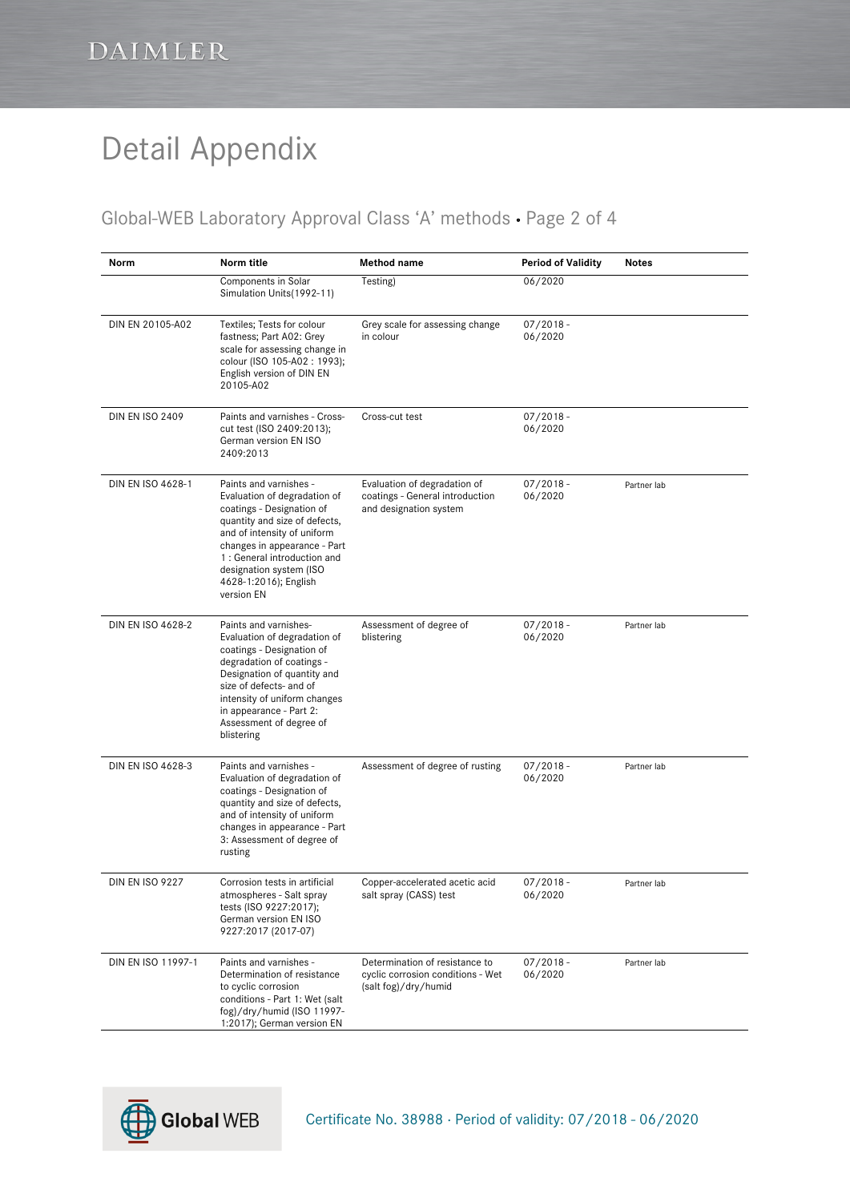# Detail Appendix

## Global-WEB Laboratory Approval Class 'A' methods • Page 2 of 4

| Norm | Norm title | Method name | Period of Validity | Notes |
|---|---|---|---|---|
| | Components in Solar Simulation Units(1992-11) | Testing) | 06/2020 | |
| DIN EN 20105-A02 | Textiles; Tests for colour fastness; Part A02: Grey scale for assessing change in colour (ISO 105-A02 : 1993); English version of DIN EN 20105-A02 | Grey scale for assessing change in colour | 07/2018 - 06/2020 | |
| DIN EN ISO 2409 | Paints and varnishes - Cross-cut test (ISO 2409:2013); German version EN ISO 2409:2013 | Cross-cut test | 07/2018 - 06/2020 | |
| DIN EN ISO 4628-1 | Paints and varnishes - Evaluation of degradation of coatings - Designation of quantity and size of defects, and of intensity of uniform changes in appearance - Part 1 : General introduction and designation system (ISO 4628-1:2016); English version EN | Evaluation of degradation of coatings - General introduction and designation system | 07/2018 - 06/2020 | Partner lab |
| DIN EN ISO 4628-2 | Paints and varnishes- Evaluation of degradation of coatings - Designation of degradation of coatings - Designation of quantity and size of defects- and of intensity of uniform changes in appearance - Part 2: Assessment of degree of blistering | Assessment of degree of blistering | 07/2018 - 06/2020 | Partner lab |
| DIN EN ISO 4628-3 | Paints and varnishes - Evaluation of degradation of coatings - Designation of quantity and size of defects, and of intensity of uniform changes in appearance - Part 3: Assessment of degree of rusting | Assessment of degree of rusting | 07/2018 - 06/2020 | Partner lab |
| DIN EN ISO 9227 | Corrosion tests in artificial atmospheres - Salt spray tests (ISO 9227:2017); German version EN ISO 9227:2017 (2017-07) | Copper-accelerated acetic acid salt spray (CASS) test | 07/2018 - 06/2020 | Partner lab |
| DIN EN ISO 11997-1 | Paints and varnishes - Determination of resistance to cyclic corrosion conditions - Part 1: Wet (salt fog)/dry/humid (ISO 11997-1:2017); German version EN | Determination of resistance to cyclic corrosion conditions - Wet (salt fog)/dry/humid | 07/2018 - 06/2020 | Partner lab |

Certificate No. 38988 · Period of validity: 07/2018 - 06/2020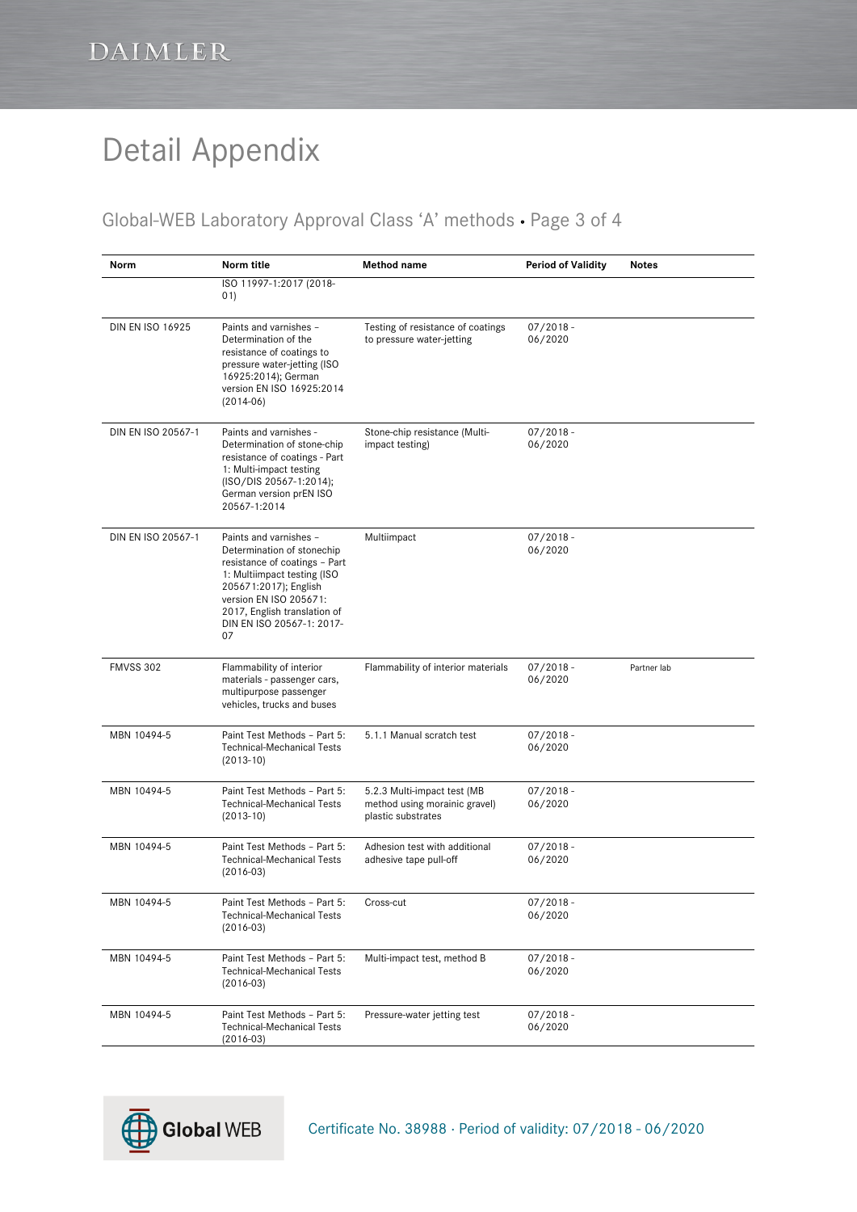# Detail Appendix

## Global-WEB Laboratory Approval Class 'A' methods • Page 3 of 4

| Norm | Norm title | Method name | Period of Validity | Notes |
|---|---|---|---|---|
| | ISO 11997-1:2017 (2018-01) | | | |
| DIN EN ISO 16925 | Paints and varnishes – Determination of the resistance of coatings to pressure water-jetting (ISO 16925:2014); German version EN ISO 16925:2014 (2014-06) | Testing of resistance of coatings to pressure water-jetting | 07/2018 - 06/2020 | |
| DIN EN ISO 20567-1 | Paints and varnishes - Determination of stone-chip resistance of coatings - Part 1: Multi-impact testing (ISO/DIS 20567-1:2014); German version prEN ISO 20567-1:2014 | Stone-chip resistance (Multi-impact testing) | 07/2018 - 06/2020 | |
| DIN EN ISO 20567-1 | Paints and varnishes – Determination of stonechip resistance of coatings – Part 1: Multiimpact testing (ISO 205671:2017); English version EN ISO 205671: 2017, English translation of DIN EN ISO 20567-1: 2017-07 | Multiimpact | 07/2018 - 06/2020 | |
| FMVSS 302 | Flammability of interior materials - passenger cars, multipurpose passenger vehicles, trucks and buses | Flammability of interior materials | 07/2018 - 06/2020 | Partner lab |
| MBN 10494-5 | Paint Test Methods – Part 5: Technical-Mechanical Tests (2013-10) | 5.1.1 Manual scratch test | 07/2018 - 06/2020 | |
| MBN 10494-5 | Paint Test Methods – Part 5: Technical-Mechanical Tests (2013-10) | 5.2.3 Multi-impact test (MB method using morainic gravel) plastic substrates | 07/2018 - 06/2020 | |
| MBN 10494-5 | Paint Test Methods – Part 5: Technical-Mechanical Tests (2016-03) | Adhesion test with additional adhesive tape pull-off | 07/2018 - 06/2020 | |
| MBN 10494-5 | Paint Test Methods – Part 5: Technical-Mechanical Tests (2016-03) | Cross-cut | 07/2018 - 06/2020 | |
| MBN 10494-5 | Paint Test Methods – Part 5: Technical-Mechanical Tests (2016-03) | Multi-impact test, method B | 07/2018 - 06/2020 | |
| MBN 10494-5 | Paint Test Methods – Part 5: Technical-Mechanical Tests (2016-03) | Pressure-water jetting test | 07/2018 - 06/2020 | |

Certificate No. 38988 · Period of validity: 07/2018 - 06/2020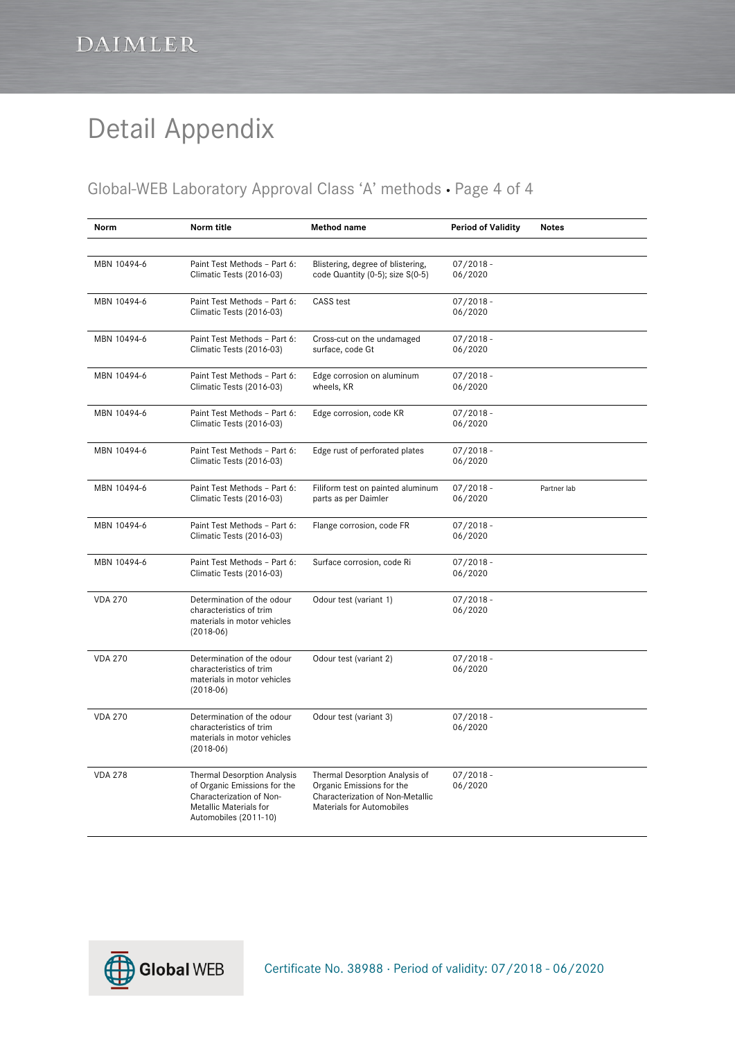# Detail Appendix

## Global-WEB Laboratory Approval Class 'A' methods • Page 4 of 4

| Norm | Norm title | Method name | Period of Validity | Notes |
|---|---|---|---|---|
| MBN 10494-6 | Paint Test Methods – Part 6: Climatic Tests (2016-03) | Blistering, degree of blistering, code Quantity (0-5); size S(0-5) | 07/2018 - 06/2020 | |
| MBN 10494-6 | Paint Test Methods – Part 6: Climatic Tests (2016-03) | CASS test | 07/2018 - 06/2020 | |
| MBN 10494-6 | Paint Test Methods – Part 6: Climatic Tests (2016-03) | Cross-cut on the undamaged surface, code Gt | 07/2018 - 06/2020 | |
| MBN 10494-6 | Paint Test Methods – Part 6: Climatic Tests (2016-03) | Edge corrosion on aluminum wheels, KR | 07/2018 - 06/2020 | |
| MBN 10494-6 | Paint Test Methods – Part 6: Climatic Tests (2016-03) | Edge corrosion, code KR | 07/2018 - 06/2020 | |
| MBN 10494-6 | Paint Test Methods – Part 6: Climatic Tests (2016-03) | Edge rust of perforated plates | 07/2018 - 06/2020 | |
| MBN 10494-6 | Paint Test Methods – Part 6: Climatic Tests (2016-03) | Filiform test on painted aluminum parts as per Daimler | 07/2018 - 06/2020 | Partner lab |
| MBN 10494-6 | Paint Test Methods – Part 6: Climatic Tests (2016-03) | Flange corrosion, code FR | 07/2018 - 06/2020 | |
| MBN 10494-6 | Paint Test Methods – Part 6: Climatic Tests (2016-03) | Surface corrosion, code Ri | 07/2018 - 06/2020 | |
| VDA 270 | Determination of the odour characteristics of trim materials in motor vehicles (2018-06) | Odour test (variant 1) | 07/2018 - 06/2020 | |
| VDA 270 | Determination of the odour characteristics of trim materials in motor vehicles (2018-06) | Odour test (variant 2) | 07/2018 - 06/2020 | |
| VDA 270 | Determination of the odour characteristics of trim materials in motor vehicles (2018-06) | Odour test (variant 3) | 07/2018 - 06/2020 | |
| VDA 278 | Thermal Desorption Analysis of Organic Emissions for the Characterization of Non-Metallic Materials for Automobiles (2011-10) | Thermal Desorption Analysis of Organic Emissions for the Characterization of Non-Metallic Materials for Automobiles | 07/2018 - 06/2020 | |

Certificate No. 38988 · Period of validity: 07/2018 - 06/2020